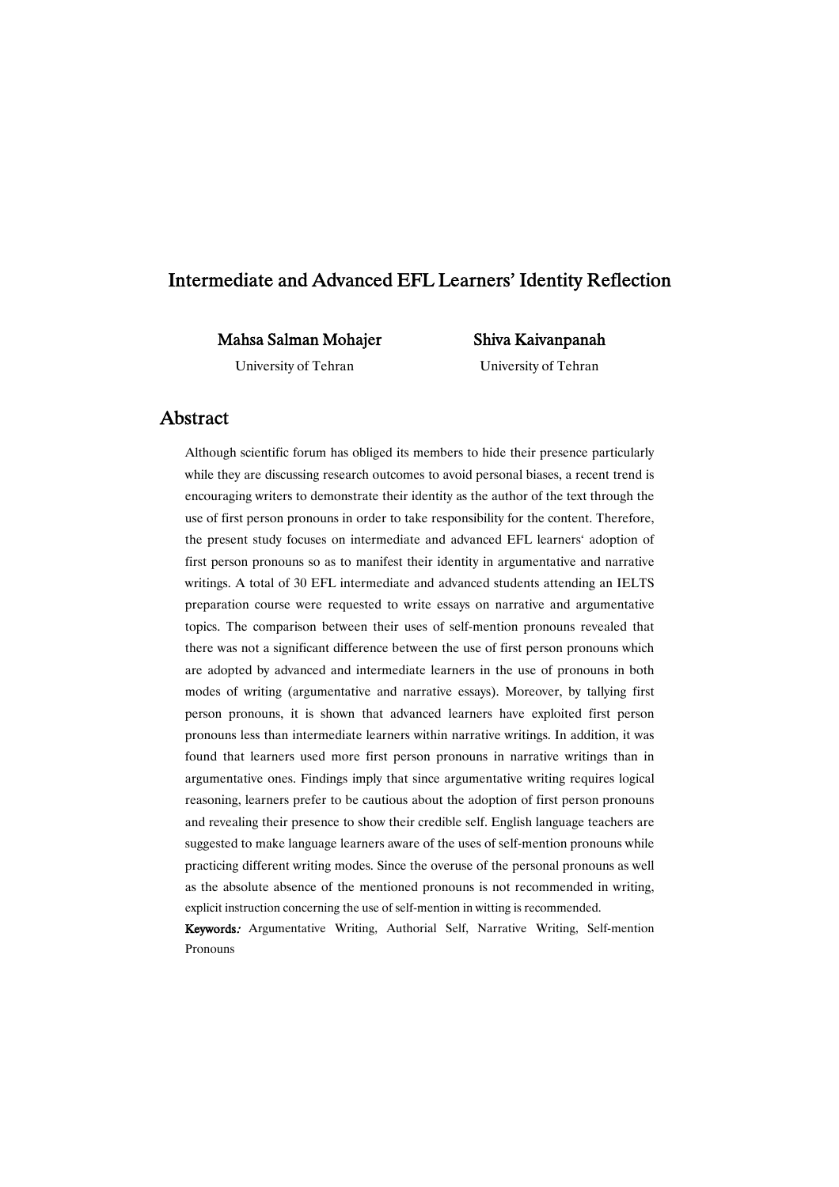# Intermediate and Advanced EFL Learners' Identity Reflection

**Mahsa Salman Mohajer**
University of Tehran

**Shiva Kaivanpanah**
University of Tehran

## Abstract

Although scientific forum has obliged its members to hide their presence particularly while they are discussing research outcomes to avoid personal biases, a recent trend is encouraging writers to demonstrate their identity as the author of the text through the use of first person pronouns in order to take responsibility for the content. Therefore, the present study focuses on intermediate and advanced EFL learners' adoption of first person pronouns so as to manifest their identity in argumentative and narrative writings. A total of 30 EFL intermediate and advanced students attending an IELTS preparation course were requested to write essays on narrative and argumentative topics. The comparison between their uses of self-mention pronouns revealed that there was not a significant difference between the use of first person pronouns which are adopted by advanced and intermediate learners in the use of pronouns in both modes of writing (argumentative and narrative essays). Moreover, by tallying first person pronouns, it is shown that advanced learners have exploited first person pronouns less than intermediate learners within narrative writings. In addition, it was found that learners used more first person pronouns in narrative writings than in argumentative ones. Findings imply that since argumentative writing requires logical reasoning, learners prefer to be cautious about the adoption of first person pronouns and revealing their presence to show their credible self. English language teachers are suggested to make language learners aware of the uses of self-mention pronouns while practicing different writing modes. Since the overuse of the personal pronouns as well as the absolute absence of the mentioned pronouns is not recommended in writing, explicit instruction concerning the use of self-mention in witting is recommended.

**Keywords:** Argumentative Writing, Authorial Self, Narrative Writing, Self-mention Pronouns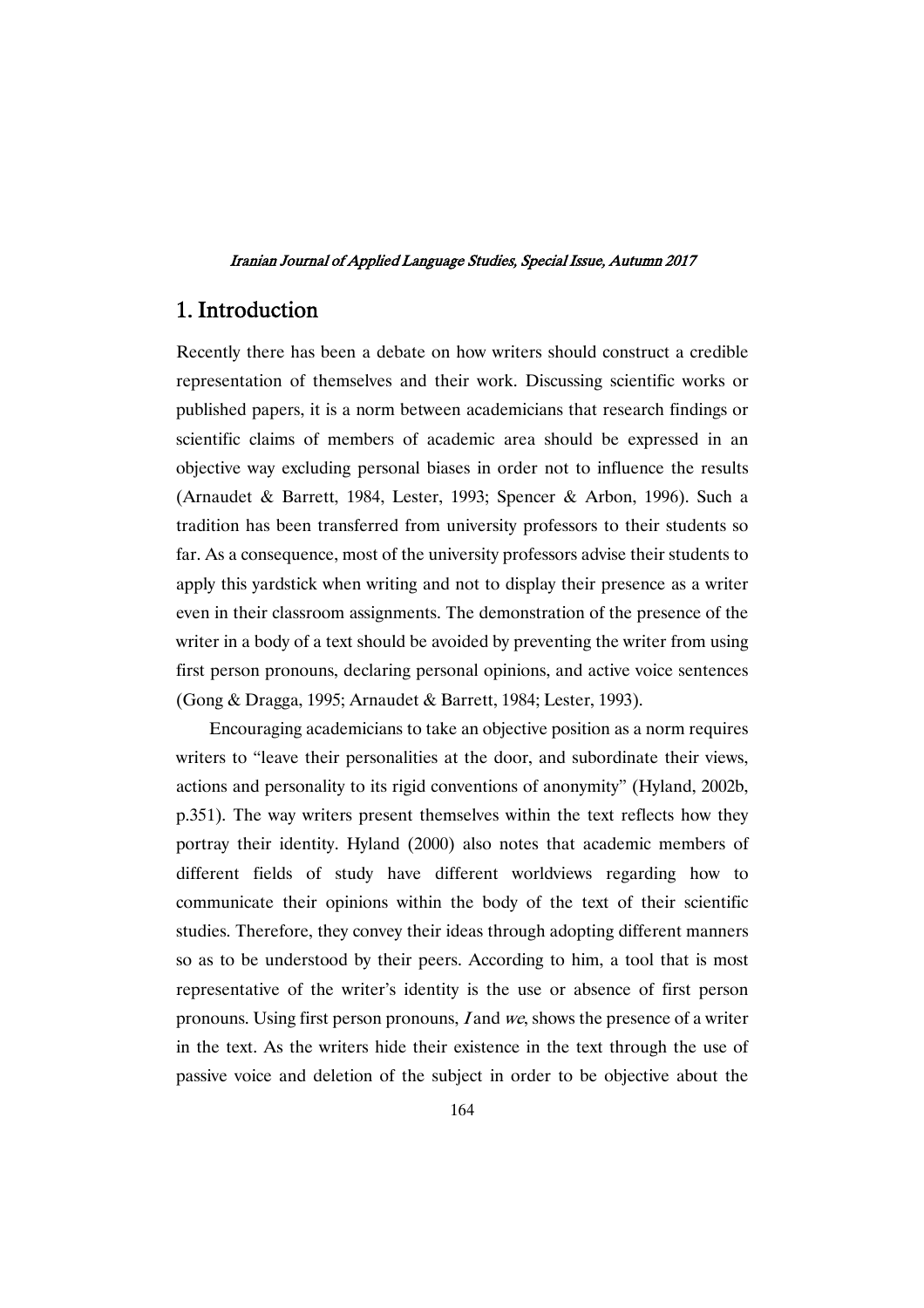## 1. Introduction

Recently there has been a debate on how writers should construct a credible representation of themselves and their work. Discussing scientific works or published papers, it is a norm between academicians that research findings or scientific claims of members of academic area should be expressed in an objective way excluding personal biases in order not to influence the results (Arnaudet & Barrett, 1984, Lester, 1993; Spencer & Arbon, 1996). Such a tradition has been transferred from university professors to their students so far. As a consequence, most of the university professors advise their students to apply this yardstick when writing and not to display their presence as a writer even in their classroom assignments. The demonstration of the presence of the writer in a body of a text should be avoided by preventing the writer from using first person pronouns, declaring personal opinions, and active voice sentences (Gong & Dragga, 1995; Arnaudet & Barrett, 1984; Lester, 1993).

Encouraging academicians to take an objective position as a norm requires writers to "leave their personalities at the door, and subordinate their views, actions and personality to its rigid conventions of anonymity" (Hyland, 2002b, p.351). The way writers present themselves within the text reflects how they portray their identity. Hyland (2000) also notes that academic members of different fields of study have different worldviews regarding how to communicate their opinions within the body of the text of their scientific studies. Therefore, they convey their ideas through adopting different manners so as to be understood by their peers. According to him, a tool that is most representative of the writer's identity is the use or absence of first person pronouns. Using first person pronouns, *I* and *we*, shows the presence of a writer in the text. As the writers hide their existence in the text through the use of passive voice and deletion of the subject in order to be objective about the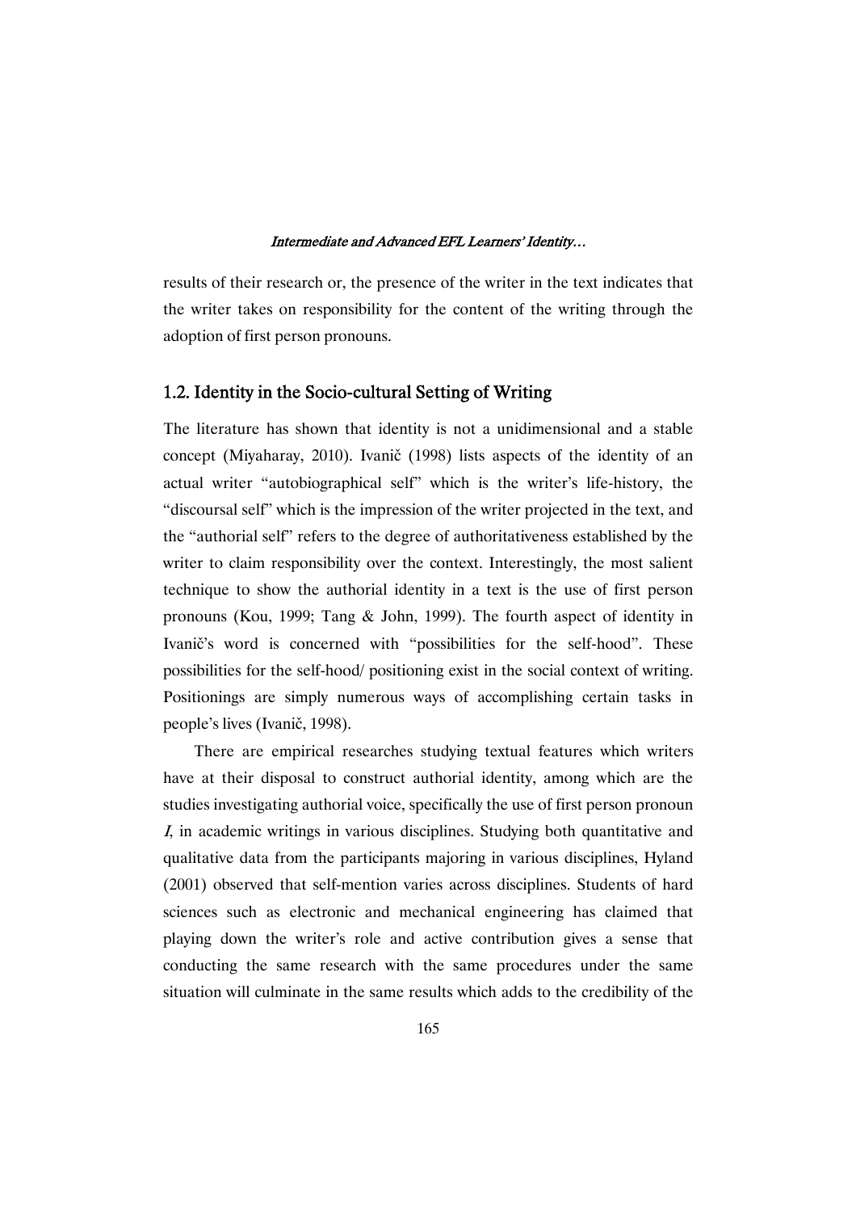results of their research or, the presence of the writer in the text indicates that the writer takes on responsibility for the content of the writing through the adoption of first person pronouns.

## 1.2. Identity in the Socio-cultural Setting of Writing

The literature has shown that identity is not a unidimensional and a stable concept (Miyaharay, 2010). Ivanič (1998) lists aspects of the identity of an actual writer "autobiographical self" which is the writer's life-history, the "discoursal self" which is the impression of the writer projected in the text, and the "authorial self" refers to the degree of authoritativeness established by the writer to claim responsibility over the context. Interestingly, the most salient technique to show the authorial identity in a text is the use of first person pronouns (Kou, 1999; Tang & John, 1999). The fourth aspect of identity in Ivanič's word is concerned with "possibilities for the self-hood". These possibilities for the self-hood/ positioning exist in the social context of writing. Positionings are simply numerous ways of accomplishing certain tasks in people's lives (Ivanič, 1998).

There are empirical researches studying textual features which writers have at their disposal to construct authorial identity, among which are the studies investigating authorial voice, specifically the use of first person pronoun *I*, in academic writings in various disciplines. Studying both quantitative and qualitative data from the participants majoring in various disciplines, Hyland (2001) observed that self-mention varies across disciplines. Students of hard sciences such as electronic and mechanical engineering has claimed that playing down the writer's role and active contribution gives a sense that conducting the same research with the same procedures under the same situation will culminate in the same results which adds to the credibility of the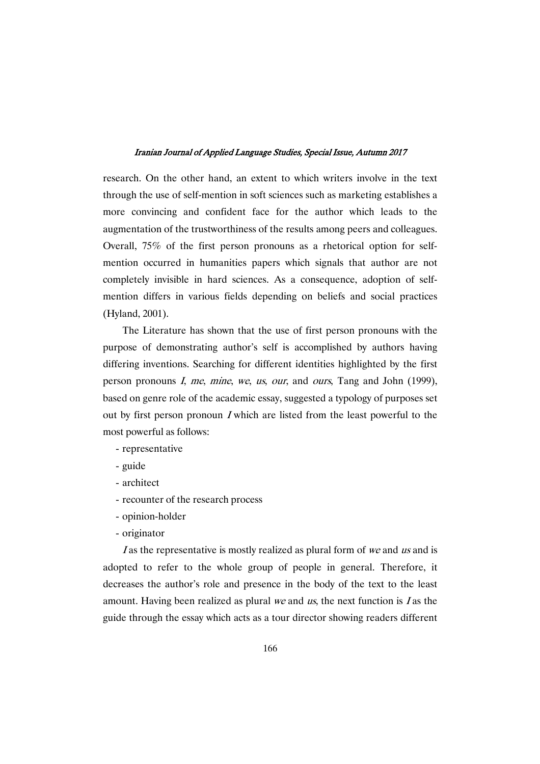research. On the other hand, an extent to which writers involve in the text through the use of self-mention in soft sciences such as marketing establishes a more convincing and confident face for the author which leads to the augmentation of the trustworthiness of the results among peers and colleagues. Overall, 75% of the first person pronouns as a rhetorical option for self-mention occurred in humanities papers which signals that author are not completely invisible in hard sciences. As a consequence, adoption of self-mention differs in various fields depending on beliefs and social practices (Hyland, 2001).

The Literature has shown that the use of first person pronouns with the purpose of demonstrating author's self is accomplished by authors having differing inventions. Searching for different identities highlighted by the first person pronouns *I*, *me*, *mine*, *we*, *us*, *our*, and *ours*, Tang and John (1999), based on genre role of the academic essay, suggested a typology of purposes set out by first person pronoun *I* which are listed from the least powerful to the most powerful as follows:

- representative
- guide
- architect
- recounter of the research process
- opinion-holder
- originator

*I* as the representative is mostly realized as plural form of *we* and *us* and is adopted to refer to the whole group of people in general. Therefore, it decreases the author's role and presence in the body of the text to the least amount. Having been realized as plural *we* and *us*, the next function is *I* as the guide through the essay which acts as a tour director showing readers different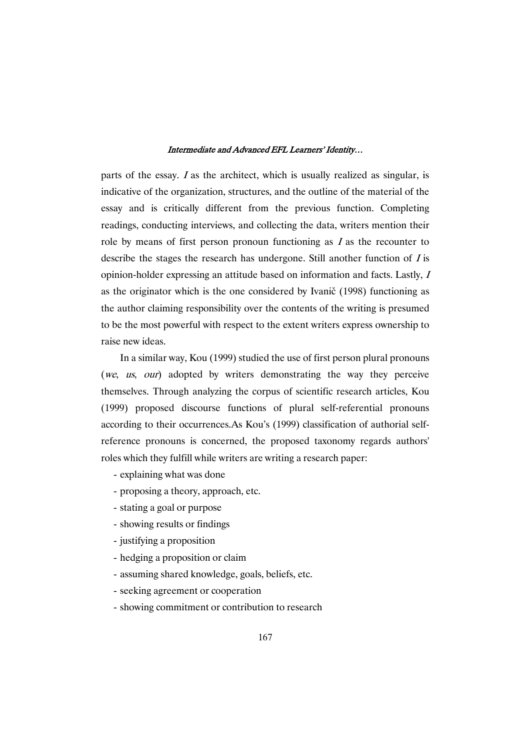parts of the essay. *I* as the architect, which is usually realized as singular, is indicative of the organization, structures, and the outline of the material of the essay and is critically different from the previous function. Completing readings, conducting interviews, and collecting the data, writers mention their role by means of first person pronoun functioning as *I* as the recounter to describe the stages the research has undergone. Still another function of *I* is opinion-holder expressing an attitude based on information and facts. Lastly, *I* as the originator which is the one considered by Ivanič (1998) functioning as the author claiming responsibility over the contents of the writing is presumed to be the most powerful with respect to the extent writers express ownership to raise new ideas.

In a similar way, Kou (1999) studied the use of first person plural pronouns (*we*, *us*, *our*) adopted by writers demonstrating the way they perceive themselves. Through analyzing the corpus of scientific research articles, Kou (1999) proposed discourse functions of plural self-referential pronouns according to their occurrences.As Kou's (1999) classification of authorial self-reference pronouns is concerned, the proposed taxonomy regards authors' roles which they fulfill while writers are writing a research paper:

- explaining what was done
- proposing a theory, approach, etc.
- stating a goal or purpose
- showing results or findings
- justifying a proposition
- hedging a proposition or claim
- assuming shared knowledge, goals, beliefs, etc.
- seeking agreement or cooperation
- showing commitment or contribution to research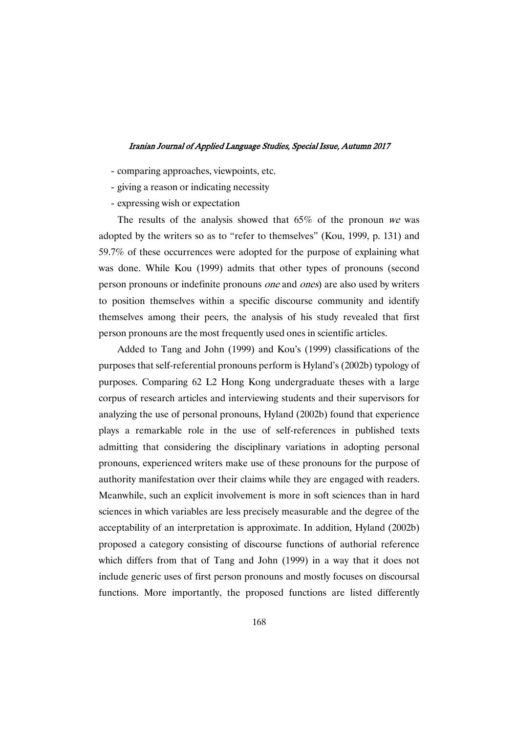- comparing approaches, viewpoints, etc.
- giving a reason or indicating necessity
- expressing wish or expectation

The results of the analysis showed that 65% of the pronoun *we* was adopted by the writers so as to "refer to themselves" (Kou, 1999, p. 131) and 59.7% of these occurrences were adopted for the purpose of explaining what was done. While Kou (1999) admits that other types of pronouns (second person pronouns or indefinite pronouns *one* and *ones*) are also used by writers to position themselves within a specific discourse community and identify themselves among their peers, the analysis of his study revealed that first person pronouns are the most frequently used ones in scientific articles.

Added to Tang and John (1999) and Kou's (1999) classifications of the purposes that self-referential pronouns perform is Hyland's (2002b) typology of purposes. Comparing 62 L2 Hong Kong undergraduate theses with a large corpus of research articles and interviewing students and their supervisors for analyzing the use of personal pronouns, Hyland (2002b) found that experience plays a remarkable role in the use of self-references in published texts admitting that considering the disciplinary variations in adopting personal pronouns, experienced writers make use of these pronouns for the purpose of authority manifestation over their claims while they are engaged with readers. Meanwhile, such an explicit involvement is more in soft sciences than in hard sciences in which variables are less precisely measurable and the degree of the acceptability of an interpretation is approximate. In addition, Hyland (2002b) proposed a category consisting of discourse functions of authorial reference which differs from that of Tang and John (1999) in a way that it does not include generic uses of first person pronouns and mostly focuses on discoursal functions. More importantly, the proposed functions are listed differently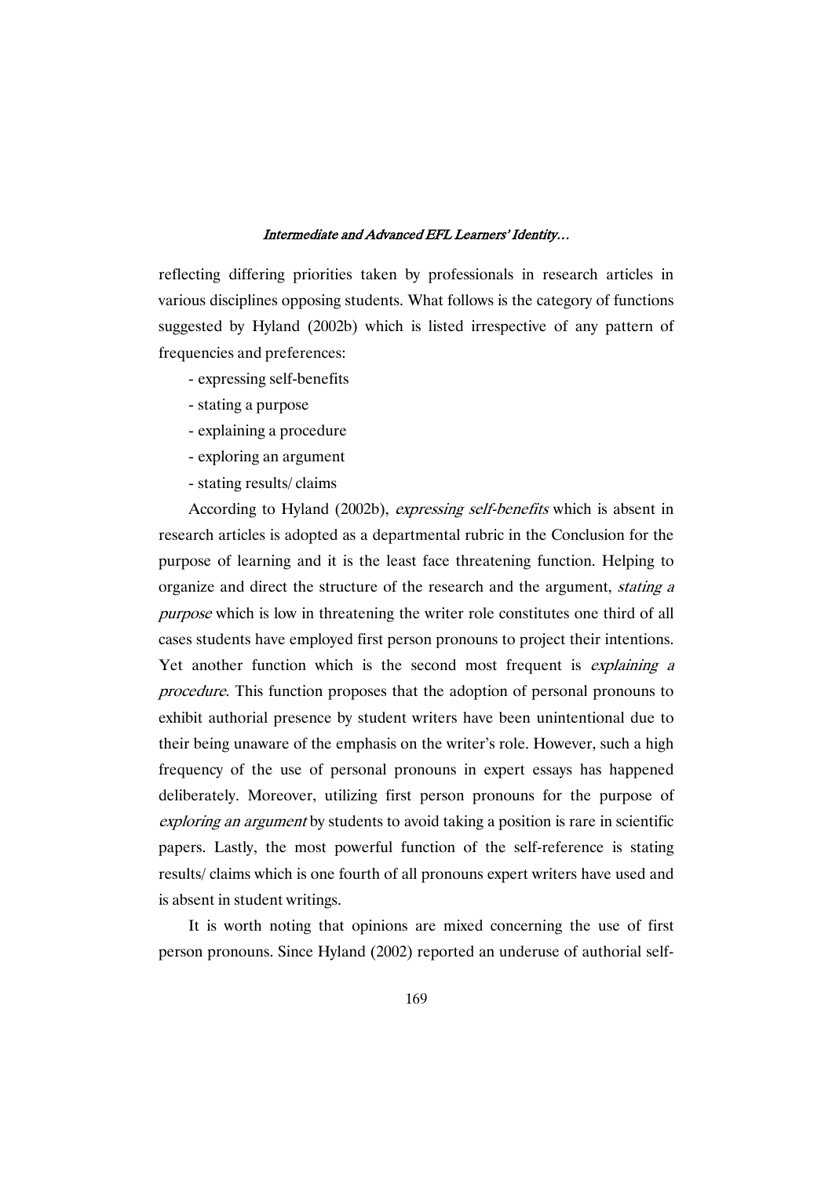reflecting differing priorities taken by professionals in research articles in various disciplines opposing students. What follows is the category of functions suggested by Hyland (2002b) which is listed irrespective of any pattern of frequencies and preferences:

- expressing self-benefits
- stating a purpose
- explaining a procedure
- exploring an argument
- stating results/ claims

According to Hyland (2002b), *expressing self-benefits* which is absent in research articles is adopted as a departmental rubric in the Conclusion for the purpose of learning and it is the least face threatening function. Helping to organize and direct the structure of the research and the argument, *stating a purpose* which is low in threatening the writer role constitutes one third of all cases students have employed first person pronouns to project their intentions. Yet another function which is the second most frequent is *explaining a procedure*. This function proposes that the adoption of personal pronouns to exhibit authorial presence by student writers have been unintentional due to their being unaware of the emphasis on the writer's role. However, such a high frequency of the use of personal pronouns in expert essays has happened deliberately. Moreover, utilizing first person pronouns for the purpose of *exploring an argument* by students to avoid taking a position is rare in scientific papers. Lastly, the most powerful function of the self-reference is stating results/ claims which is one fourth of all pronouns expert writers have used and is absent in student writings.

It is worth noting that opinions are mixed concerning the use of first person pronouns. Since Hyland (2002) reported an underuse of authorial self-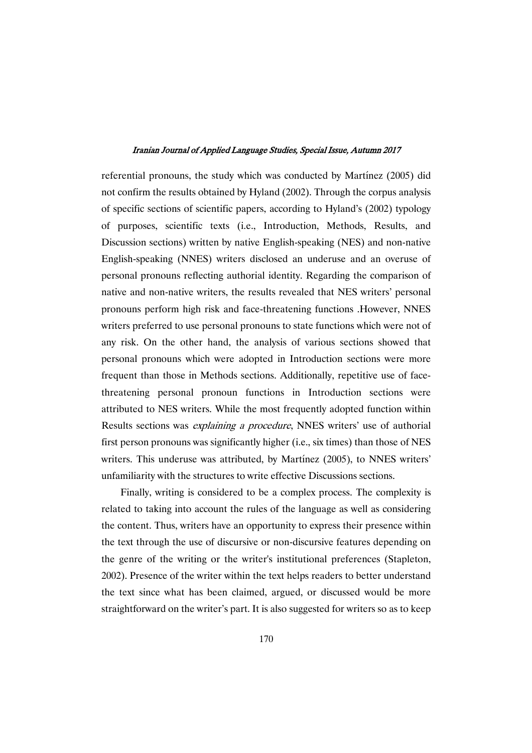referential pronouns, the study which was conducted by Martínez (2005) did not confirm the results obtained by Hyland (2002). Through the corpus analysis of specific sections of scientific papers, according to Hyland's (2002) typology of purposes, scientific texts (i.e., Introduction, Methods, Results, and Discussion sections) written by native English-speaking (NES) and non-native English-speaking (NNES) writers disclosed an underuse and an overuse of personal pronouns reflecting authorial identity. Regarding the comparison of native and non-native writers, the results revealed that NES writers' personal pronouns perform high risk and face-threatening functions .However, NNES writers preferred to use personal pronouns to state functions which were not of any risk. On the other hand, the analysis of various sections showed that personal pronouns which were adopted in Introduction sections were more frequent than those in Methods sections. Additionally, repetitive use of face-threatening personal pronoun functions in Introduction sections were attributed to NES writers. While the most frequently adopted function within Results sections was *explaining a procedure*, NNES writers' use of authorial first person pronouns was significantly higher (i.e., six times) than those of NES writers. This underuse was attributed, by Martínez (2005), to NNES writers' unfamiliarity with the structures to write effective Discussions sections.

Finally, writing is considered to be a complex process. The complexity is related to taking into account the rules of the language as well as considering the content. Thus, writers have an opportunity to express their presence within the text through the use of discursive or non-discursive features depending on the genre of the writing or the writer's institutional preferences (Stapleton, 2002). Presence of the writer within the text helps readers to better understand the text since what has been claimed, argued, or discussed would be more straightforward on the writer's part. It is also suggested for writers so as to keep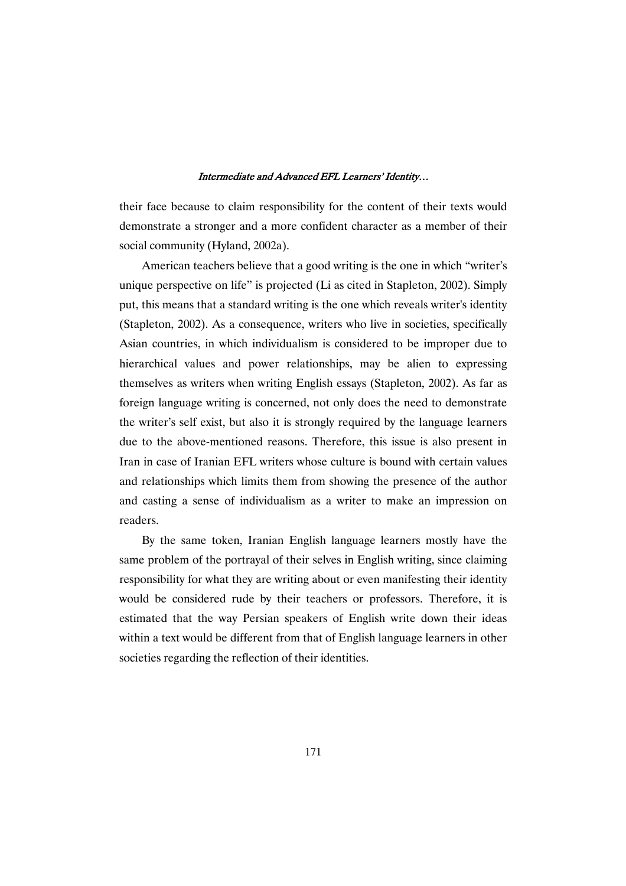their face because to claim responsibility for the content of their texts would demonstrate a stronger and a more confident character as a member of their social community (Hyland, 2002a).

American teachers believe that a good writing is the one in which "writer's unique perspective on life" is projected (Li as cited in Stapleton, 2002). Simply put, this means that a standard writing is the one which reveals writer's identity (Stapleton, 2002). As a consequence, writers who live in societies, specifically Asian countries, in which individualism is considered to be improper due to hierarchical values and power relationships, may be alien to expressing themselves as writers when writing English essays (Stapleton, 2002). As far as foreign language writing is concerned, not only does the need to demonstrate the writer's self exist, but also it is strongly required by the language learners due to the above-mentioned reasons. Therefore, this issue is also present in Iran in case of Iranian EFL writers whose culture is bound with certain values and relationships which limits them from showing the presence of the author and casting a sense of individualism as a writer to make an impression on readers.

By the same token, Iranian English language learners mostly have the same problem of the portrayal of their selves in English writing, since claiming responsibility for what they are writing about or even manifesting their identity would be considered rude by their teachers or professors. Therefore, it is estimated that the way Persian speakers of English write down their ideas within a text would be different from that of English language learners in other societies regarding the reflection of their identities.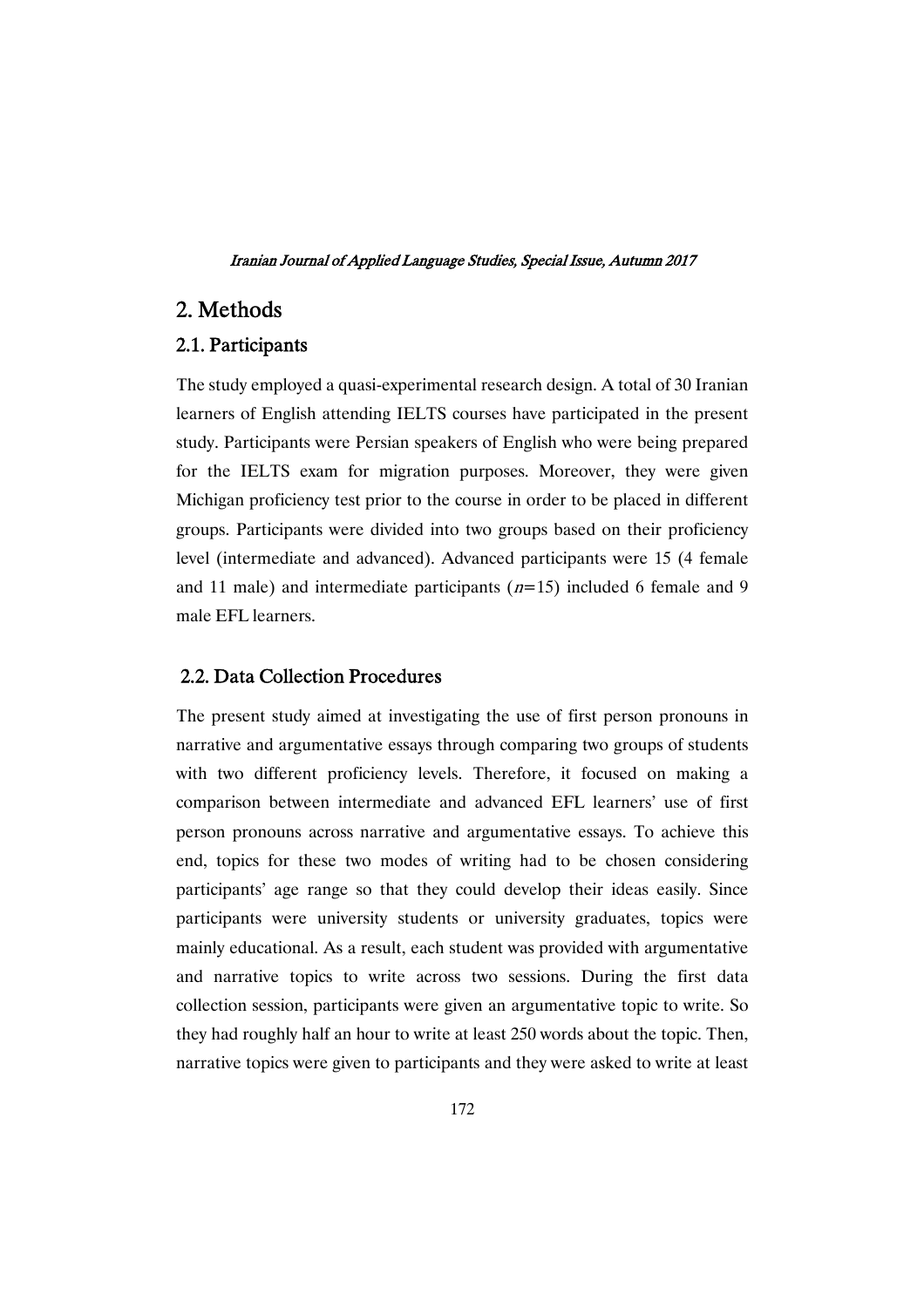## 2. Methods

### 2.1. Participants

The study employed a quasi-experimental research design. A total of 30 Iranian learners of English attending IELTS courses have participated in the present study. Participants were Persian speakers of English who were being prepared for the IELTS exam for migration purposes. Moreover, they were given Michigan proficiency test prior to the course in order to be placed in different groups. Participants were divided into two groups based on their proficiency level (intermediate and advanced). Advanced participants were 15 (4 female and 11 male) and intermediate participants ($n$=15) included 6 female and 9 male EFL learners.

### 2.2. Data Collection Procedures

The present study aimed at investigating the use of first person pronouns in narrative and argumentative essays through comparing two groups of students with two different proficiency levels. Therefore, it focused on making a comparison between intermediate and advanced EFL learners' use of first person pronouns across narrative and argumentative essays. To achieve this end, topics for these two modes of writing had to be chosen considering participants' age range so that they could develop their ideas easily. Since participants were university students or university graduates, topics were mainly educational. As a result, each student was provided with argumentative and narrative topics to write across two sessions. During the first data collection session, participants were given an argumentative topic to write. So they had roughly half an hour to write at least 250 words about the topic. Then, narrative topics were given to participants and they were asked to write at least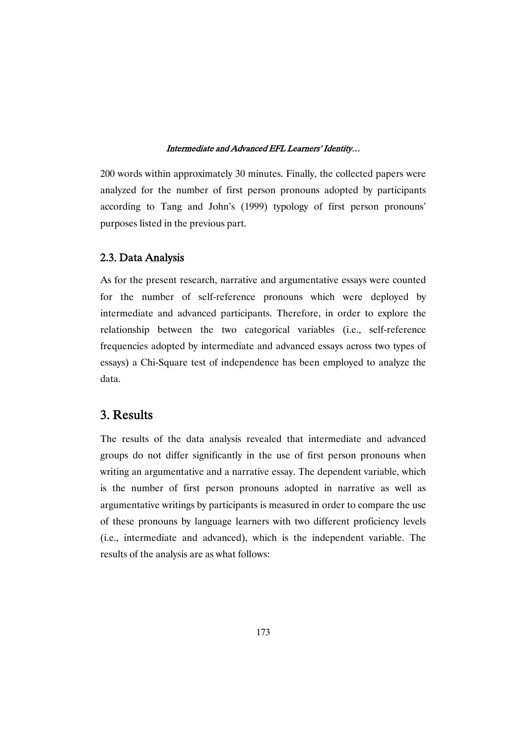200 words within approximately 30 minutes. Finally, the collected papers were analyzed for the number of first person pronouns adopted by participants according to Tang and John's (1999) typology of first person pronouns' purposes listed in the previous part.

### 2.3. Data Analysis

As for the present research, narrative and argumentative essays were counted for the number of self-reference pronouns which were deployed by intermediate and advanced participants. Therefore, in order to explore the relationship between the two categorical variables (i.e., self-reference frequencies adopted by intermediate and advanced essays across two types of essays) a Chi-Square test of independence has been employed to analyze the data.

## 3. Results

The results of the data analysis revealed that intermediate and advanced groups do not differ significantly in the use of first person pronouns when writing an argumentative and a narrative essay. The dependent variable, which is the number of first person pronouns adopted in narrative as well as argumentative writings by participants is measured in order to compare the use of these pronouns by language learners with two different proficiency levels (i.e., intermediate and advanced), which is the independent variable. The results of the analysis are as what follows: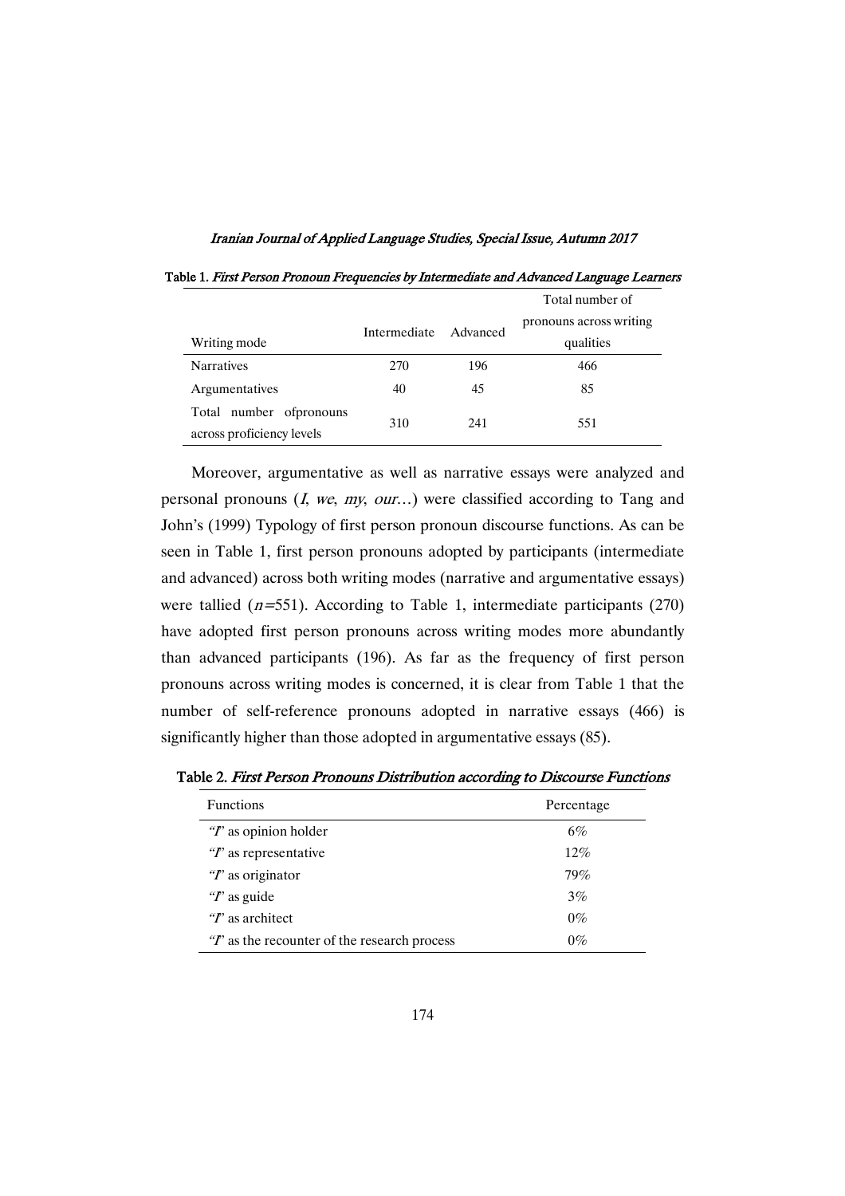Table 1. *First Person Pronoun Frequencies by Intermediate and Advanced Language Learners*

| Writing mode | Intermediate | Advanced | Total number of pronouns across writing qualities |
|---|---|---|---|
| Narratives | 270 | 196 | 466 |
| Argumentatives | 40 | 45 | 85 |
| Total number ofpronouns across proficiency levels | 310 | 241 | 551 |

Moreover, argumentative as well as narrative essays were analyzed and personal pronouns (*I*, *we*, *my*, *our*…) were classified according to Tang and John's (1999) Typology of first person pronoun discourse functions. As can be seen in Table 1, first person pronouns adopted by participants (intermediate and advanced) across both writing modes (narrative and argumentative essays) were tallied ($n$=551). According to Table 1, intermediate participants (270) have adopted first person pronouns across writing modes more abundantly than advanced participants (196). As far as the frequency of first person pronouns across writing modes is concerned, it is clear from Table 1 that the number of self-reference pronouns adopted in narrative essays (466) is significantly higher than those adopted in argumentative essays (85).

Table 2. *First Person Pronouns Distribution according to Discourse Functions*

| Functions | Percentage |
|---|---|
| "*I*" as opinion holder | 6% |
| "*I*" as representative | 12% |
| "*I*" as originator | 79% |
| "*I*" as guide | 3% |
| "*I*" as architect | 0% |
| "*I*" as the recounter of the research process | 0% |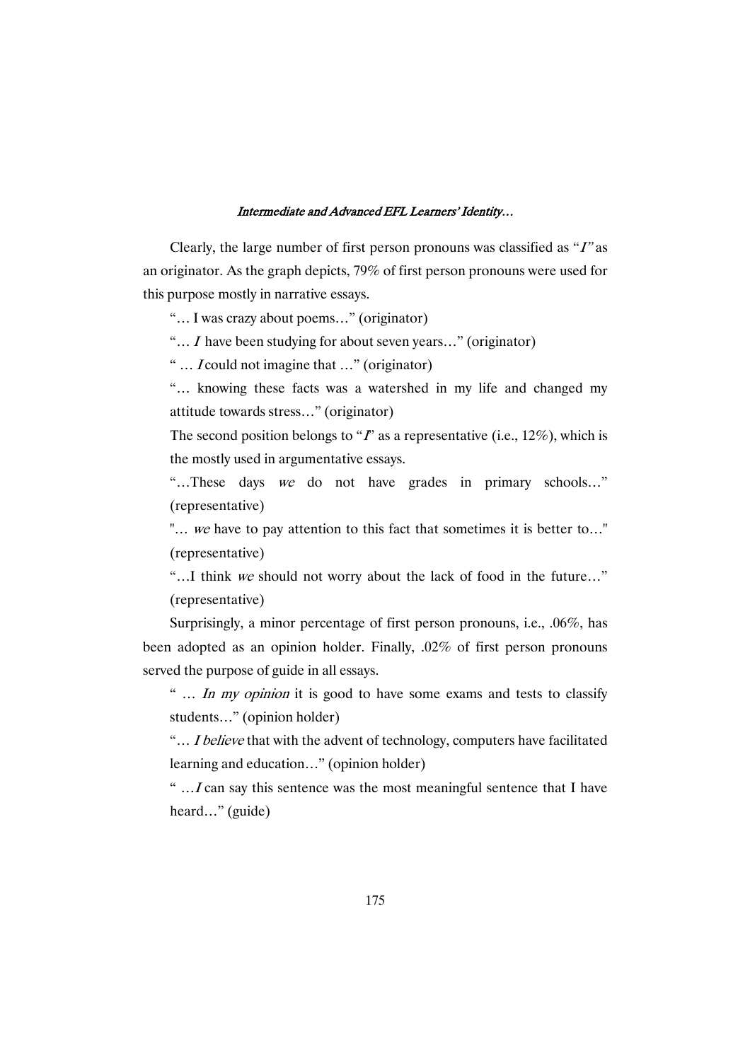Clearly, the large number of first person pronouns was classified as "*I*" as an originator. As the graph depicts, 79% of first person pronouns were used for this purpose mostly in narrative essays.

"… I was crazy about poems…" (originator)

"… *I* have been studying for about seven years…" (originator)

" … *I* could not imagine that …" (originator)

"… knowing these facts was a watershed in my life and changed my attitude towards stress…" (originator)

The second position belongs to "*I*" as a representative (i.e., 12%), which is the mostly used in argumentative essays.

"…These days *we* do not have grades in primary schools…" (representative)

"… *we* have to pay attention to this fact that sometimes it is better to…" (representative)

"…I think *we* should not worry about the lack of food in the future…" (representative)

Surprisingly, a minor percentage of first person pronouns, i.e., .06%, has been adopted as an opinion holder. Finally, .02% of first person pronouns served the purpose of guide in all essays.

" … *In my opinion* it is good to have some exams and tests to classify students…" (opinion holder)

"… *I believe* that with the advent of technology, computers have facilitated learning and education…" (opinion holder)

" …*I* can say this sentence was the most meaningful sentence that I have heard…" (guide)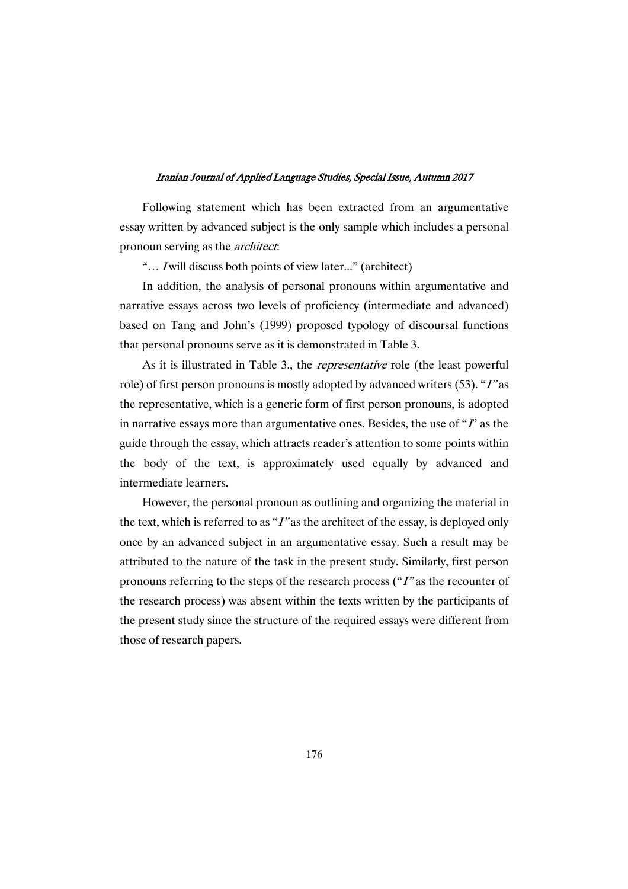Following statement which has been extracted from an argumentative essay written by advanced subject is the only sample which includes a personal pronoun serving as the *architect*:

"… *I* will discuss both points of view later..." (architect)

In addition, the analysis of personal pronouns within argumentative and narrative essays across two levels of proficiency (intermediate and advanced) based on Tang and John's (1999) proposed typology of discoursal functions that personal pronouns serve as it is demonstrated in Table 3.

As it is illustrated in Table 3., the *representative* role (the least powerful role) of first person pronouns is mostly adopted by advanced writers (53). "*I"* as the representative, which is a generic form of first person pronouns, is adopted in narrative essays more than argumentative ones. Besides, the use of "*I*" as the guide through the essay, which attracts reader's attention to some points within the body of the text, is approximately used equally by advanced and intermediate learners.

However, the personal pronoun as outlining and organizing the material in the text, which is referred to as "*I"* as the architect of the essay, is deployed only once by an advanced subject in an argumentative essay. Such a result may be attributed to the nature of the task in the present study. Similarly, first person pronouns referring to the steps of the research process ("*I"* as the recounter of the research process) was absent within the texts written by the participants of the present study since the structure of the required essays were different from those of research papers.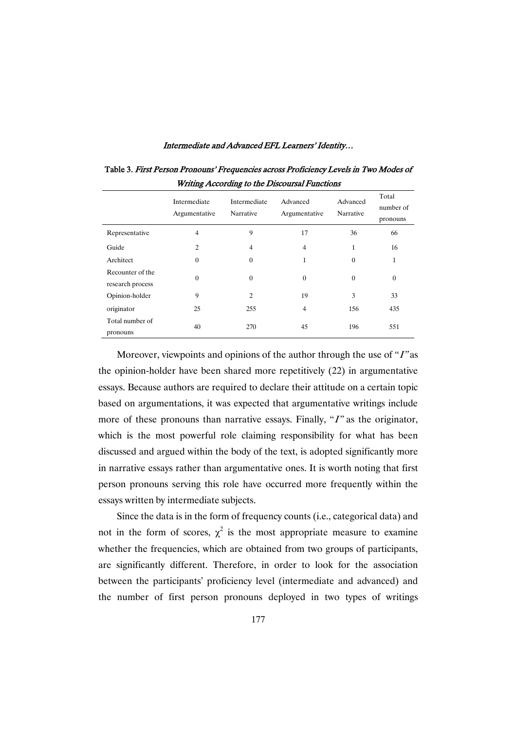Table 3. *First Person Pronouns' Frequencies across Proficiency Levels in Two Modes of Writing According to the Discoursal Functions*

| | Intermediate Argumentative | Intermediate Narrative | Advanced Argumentative | Advanced Narrative | Total number of pronouns |
|---|---|---|---|---|---|
| Representative | 4 | 9 | 17 | 36 | 66 |
| Guide | 2 | 4 | 4 | 1 | 16 |
| Architect | 0 | 0 | 1 | 0 | 1 |
| Recounter of the research process | 0 | 0 | 0 | 0 | 0 |
| Opinion-holder | 9 | 2 | 19 | 3 | 33 |
| originator | 25 | 255 | 4 | 156 | 435 |
| Total number of pronouns | 40 | 270 | 45 | 196 | 551 |

Moreover, viewpoints and opinions of the author through the use of "*I*" as the opinion-holder have been shared more repetitively (22) in argumentative essays. Because authors are required to declare their attitude on a certain topic based on argumentations, it was expected that argumentative writings include more of these pronouns than narrative essays. Finally, "*I*" as the originator, which is the most powerful role claiming responsibility for what has been discussed and argued within the body of the text, is adopted significantly more in narrative essays rather than argumentative ones. It is worth noting that first person pronouns serving this role have occurred more frequently within the essays written by intermediate subjects.

Since the data is in the form of frequency counts (i.e., categorical data) and not in the form of scores, $\chi^2$ is the most appropriate measure to examine whether the frequencies, which are obtained from two groups of participants, are significantly different. Therefore, in order to look for the association between the participants' proficiency level (intermediate and advanced) and the number of first person pronouns deployed in two types of writings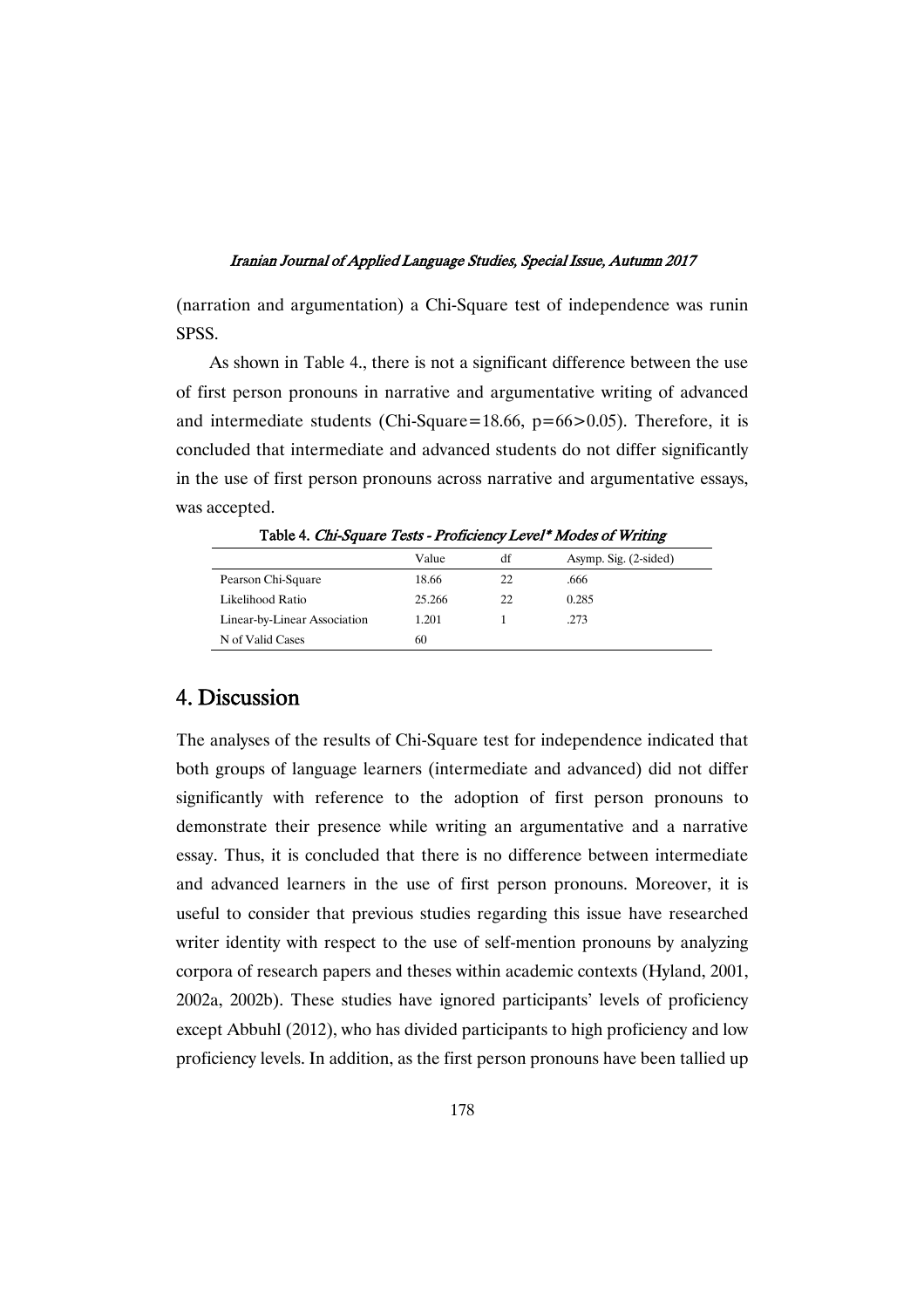(narration and argumentation) a Chi-Square test of independence was runin SPSS.

As shown in Table 4., there is not a significant difference between the use of first person pronouns in narrative and argumentative writing of advanced and intermediate students (Chi-Square=18.66, p=66>0.05). Therefore, it is concluded that intermediate and advanced students do not differ significantly in the use of first person pronouns across narrative and argumentative essays, was accepted.

Table 4. *Chi-Square Tests - Proficiency Level\* Modes of Writing*

| | Value | df | Asymp. Sig. (2-sided) |
|---|---|---|---|
| Pearson Chi-Square | 18.66 | 22 | .666 |
| Likelihood Ratio | 25.266 | 22 | 0.285 |
| Linear-by-Linear Association | 1.201 | 1 | .273 |
| N of Valid Cases | 60 | | |

## 4. Discussion

The analyses of the results of Chi-Square test for independence indicated that both groups of language learners (intermediate and advanced) did not differ significantly with reference to the adoption of first person pronouns to demonstrate their presence while writing an argumentative and a narrative essay. Thus, it is concluded that there is no difference between intermediate and advanced learners in the use of first person pronouns. Moreover, it is useful to consider that previous studies regarding this issue have researched writer identity with respect to the use of self-mention pronouns by analyzing corpora of research papers and theses within academic contexts (Hyland, 2001, 2002a, 2002b). These studies have ignored participants' levels of proficiency except Abbuhl (2012), who has divided participants to high proficiency and low proficiency levels. In addition, as the first person pronouns have been tallied up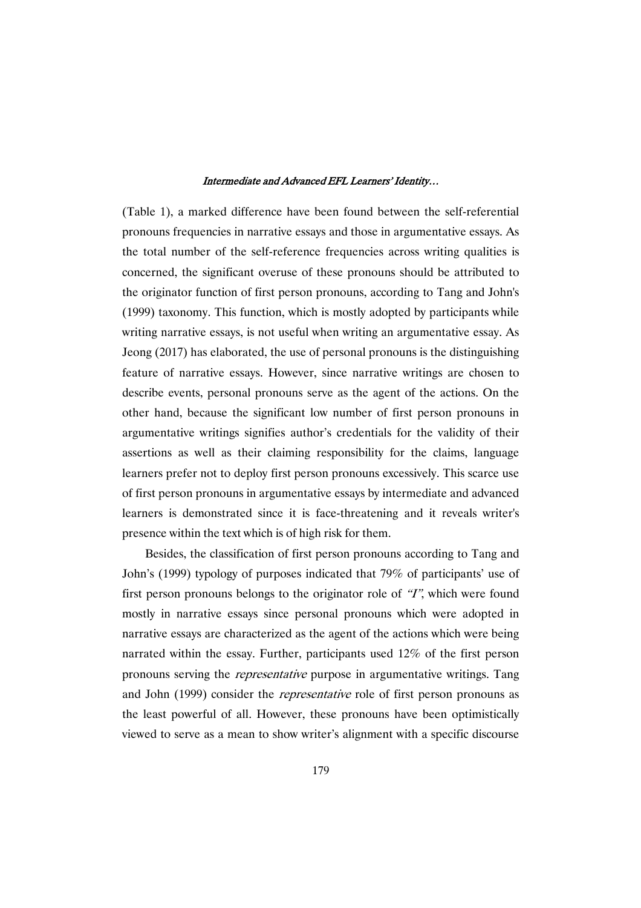(Table 1), a marked difference have been found between the self-referential pronouns frequencies in narrative essays and those in argumentative essays. As the total number of the self-reference frequencies across writing qualities is concerned, the significant overuse of these pronouns should be attributed to the originator function of first person pronouns, according to Tang and John's (1999) taxonomy. This function, which is mostly adopted by participants while writing narrative essays, is not useful when writing an argumentative essay. As Jeong (2017) has elaborated, the use of personal pronouns is the distinguishing feature of narrative essays. However, since narrative writings are chosen to describe events, personal pronouns serve as the agent of the actions. On the other hand, because the significant low number of first person pronouns in argumentative writings signifies author's credentials for the validity of their assertions as well as their claiming responsibility for the claims, language learners prefer not to deploy first person pronouns excessively. This scarce use of first person pronouns in argumentative essays by intermediate and advanced learners is demonstrated since it is face-threatening and it reveals writer's presence within the text which is of high risk for them.

Besides, the classification of first person pronouns according to Tang and John's (1999) typology of purposes indicated that 79% of participants' use of first person pronouns belongs to the originator role of *"I"*, which were found mostly in narrative essays since personal pronouns which were adopted in narrative essays are characterized as the agent of the actions which were being narrated within the essay. Further, participants used 12% of the first person pronouns serving the *representative* purpose in argumentative writings. Tang and John (1999) consider the *representative* role of first person pronouns as the least powerful of all. However, these pronouns have been optimistically viewed to serve as a mean to show writer's alignment with a specific discourse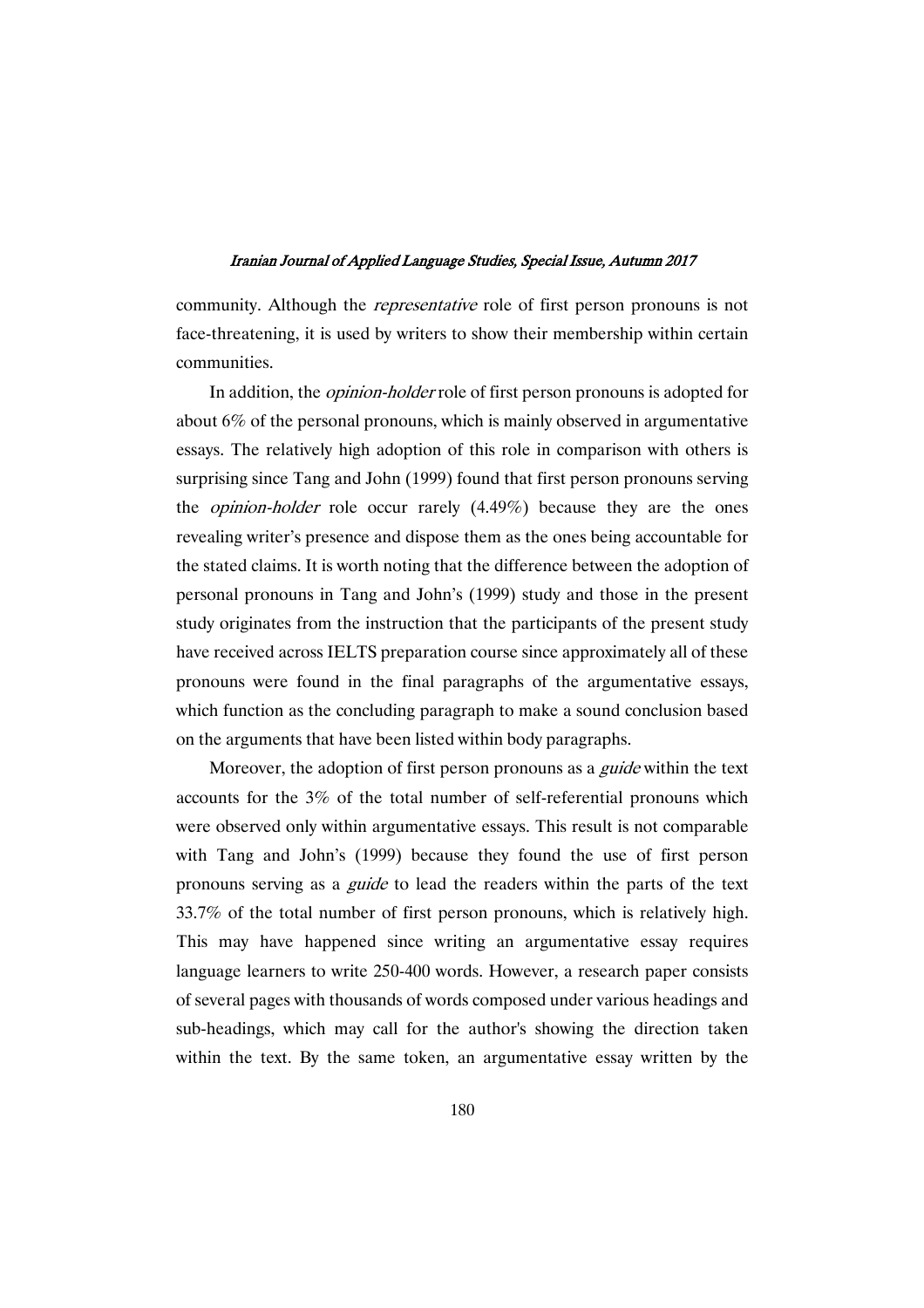community. Although the *representative* role of first person pronouns is not face-threatening, it is used by writers to show their membership within certain communities.

In addition, the *opinion-holder* role of first person pronouns is adopted for about 6% of the personal pronouns, which is mainly observed in argumentative essays. The relatively high adoption of this role in comparison with others is surprising since Tang and John (1999) found that first person pronouns serving the *opinion-holder* role occur rarely (4.49%) because they are the ones revealing writer's presence and dispose them as the ones being accountable for the stated claims. It is worth noting that the difference between the adoption of personal pronouns in Tang and John's (1999) study and those in the present study originates from the instruction that the participants of the present study have received across IELTS preparation course since approximately all of these pronouns were found in the final paragraphs of the argumentative essays, which function as the concluding paragraph to make a sound conclusion based on the arguments that have been listed within body paragraphs.

Moreover, the adoption of first person pronouns as a *guide* within the text accounts for the 3% of the total number of self-referential pronouns which were observed only within argumentative essays. This result is not comparable with Tang and John's (1999) because they found the use of first person pronouns serving as a *guide* to lead the readers within the parts of the text 33.7% of the total number of first person pronouns, which is relatively high. This may have happened since writing an argumentative essay requires language learners to write 250-400 words. However, a research paper consists of several pages with thousands of words composed under various headings and sub-headings, which may call for the author's showing the direction taken within the text. By the same token, an argumentative essay written by the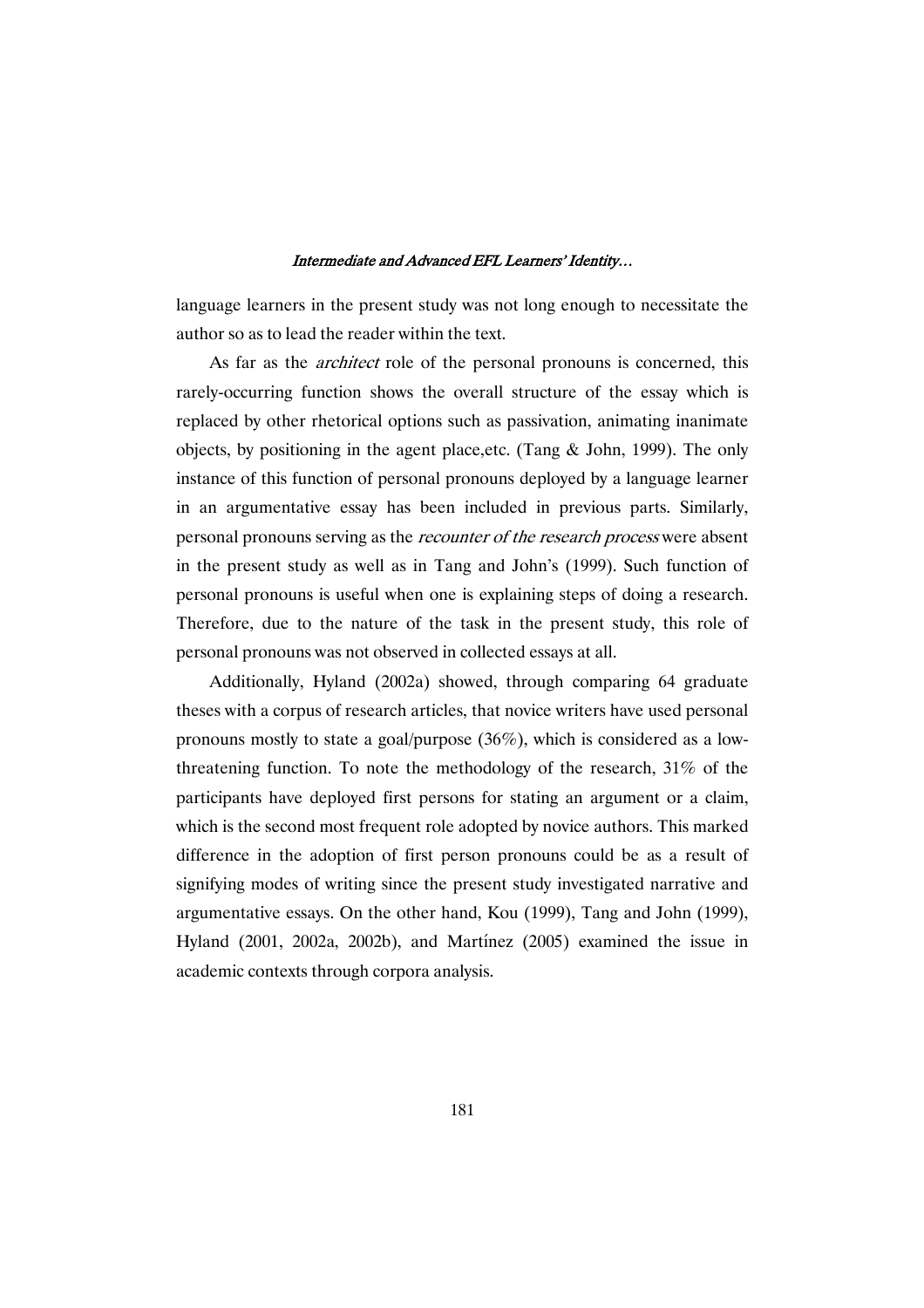language learners in the present study was not long enough to necessitate the author so as to lead the reader within the text.

As far as the *architect* role of the personal pronouns is concerned, this rarely-occurring function shows the overall structure of the essay which is replaced by other rhetorical options such as passivation, animating inanimate objects, by positioning in the agent place,etc. (Tang & John, 1999). The only instance of this function of personal pronouns deployed by a language learner in an argumentative essay has been included in previous parts. Similarly, personal pronouns serving as the *recounter of the research process* were absent in the present study as well as in Tang and John's (1999). Such function of personal pronouns is useful when one is explaining steps of doing a research. Therefore, due to the nature of the task in the present study, this role of personal pronouns was not observed in collected essays at all.

Additionally, Hyland (2002a) showed, through comparing 64 graduate theses with a corpus of research articles, that novice writers have used personal pronouns mostly to state a goal/purpose (36%), which is considered as a low-threatening function. To note the methodology of the research, 31% of the participants have deployed first persons for stating an argument or a claim, which is the second most frequent role adopted by novice authors. This marked difference in the adoption of first person pronouns could be as a result of signifying modes of writing since the present study investigated narrative and argumentative essays. On the other hand, Kou (1999), Tang and John (1999), Hyland (2001, 2002a, 2002b), and Martínez (2005) examined the issue in academic contexts through corpora analysis.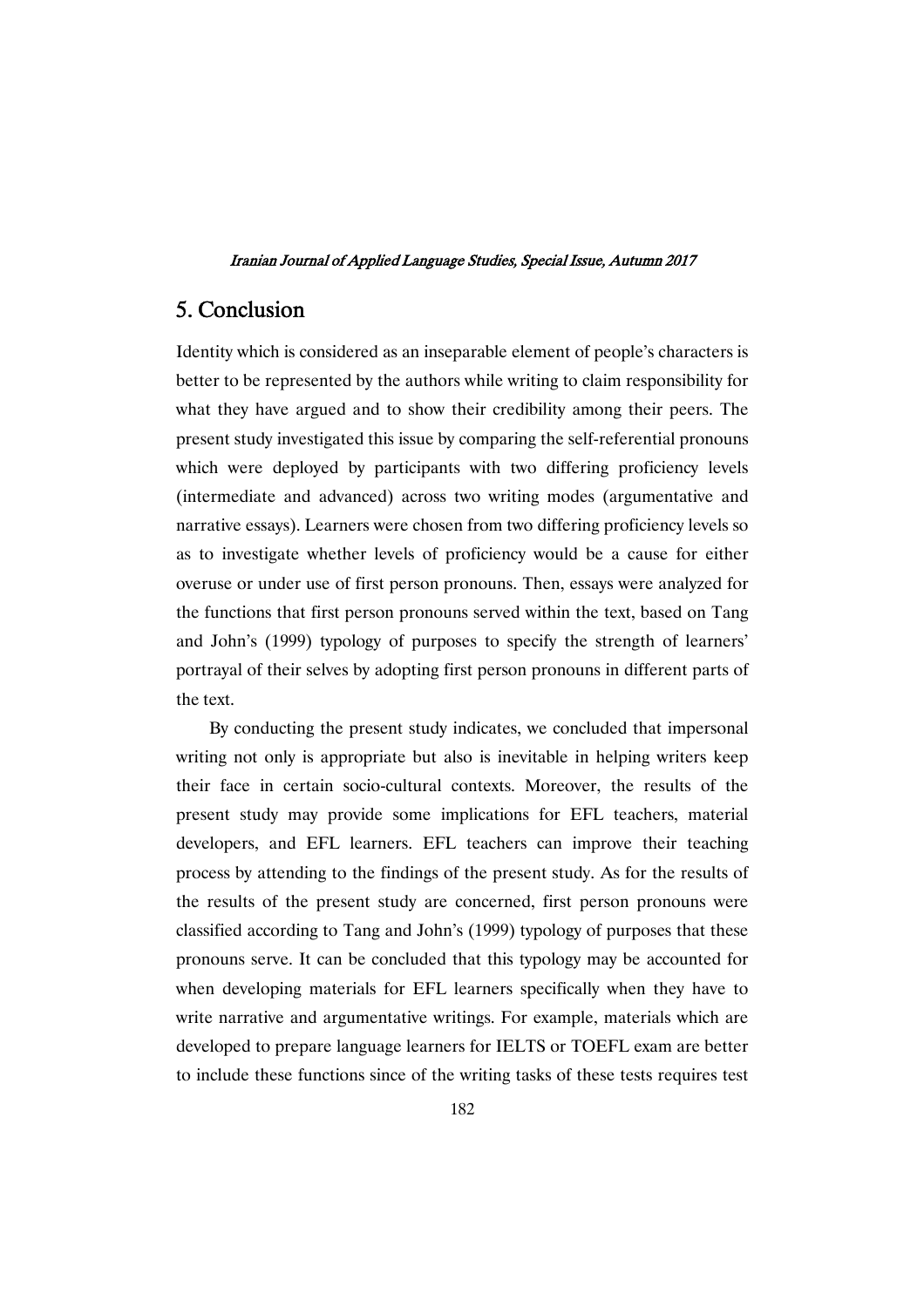## 5. Conclusion

Identity which is considered as an inseparable element of people's characters is better to be represented by the authors while writing to claim responsibility for what they have argued and to show their credibility among their peers. The present study investigated this issue by comparing the self-referential pronouns which were deployed by participants with two differing proficiency levels (intermediate and advanced) across two writing modes (argumentative and narrative essays). Learners were chosen from two differing proficiency levels so as to investigate whether levels of proficiency would be a cause for either overuse or under use of first person pronouns. Then, essays were analyzed for the functions that first person pronouns served within the text, based on Tang and John's (1999) typology of purposes to specify the strength of learners' portrayal of their selves by adopting first person pronouns in different parts of the text.

By conducting the present study indicates, we concluded that impersonal writing not only is appropriate but also is inevitable in helping writers keep their face in certain socio-cultural contexts. Moreover, the results of the present study may provide some implications for EFL teachers, material developers, and EFL learners. EFL teachers can improve their teaching process by attending to the findings of the present study. As for the results of the results of the present study are concerned, first person pronouns were classified according to Tang and John's (1999) typology of purposes that these pronouns serve. It can be concluded that this typology may be accounted for when developing materials for EFL learners specifically when they have to write narrative and argumentative writings. For example, materials which are developed to prepare language learners for IELTS or TOEFL exam are better to include these functions since of the writing tasks of these tests requires test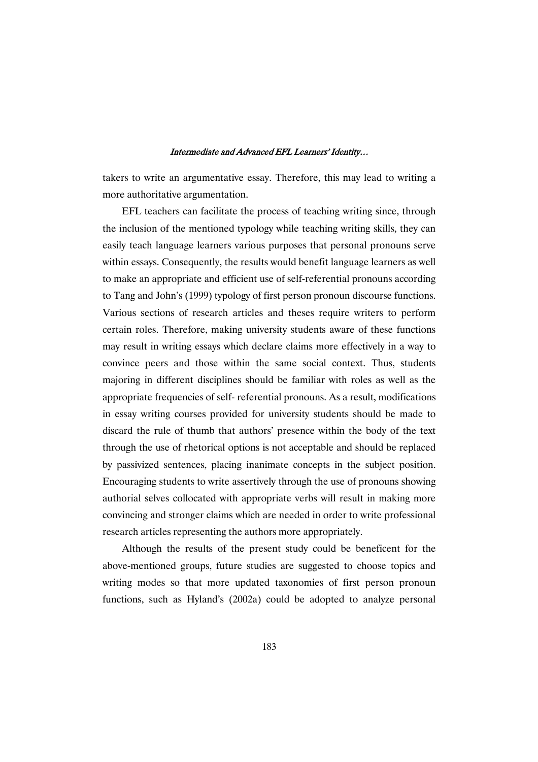takers to write an argumentative essay. Therefore, this may lead to writing a more authoritative argumentation.

EFL teachers can facilitate the process of teaching writing since, through the inclusion of the mentioned typology while teaching writing skills, they can easily teach language learners various purposes that personal pronouns serve within essays. Consequently, the results would benefit language learners as well to make an appropriate and efficient use of self-referential pronouns according to Tang and John's (1999) typology of first person pronoun discourse functions. Various sections of research articles and theses require writers to perform certain roles. Therefore, making university students aware of these functions may result in writing essays which declare claims more effectively in a way to convince peers and those within the same social context. Thus, students majoring in different disciplines should be familiar with roles as well as the appropriate frequencies of self- referential pronouns. As a result, modifications in essay writing courses provided for university students should be made to discard the rule of thumb that authors' presence within the body of the text through the use of rhetorical options is not acceptable and should be replaced by passivized sentences, placing inanimate concepts in the subject position. Encouraging students to write assertively through the use of pronouns showing authorial selves collocated with appropriate verbs will result in making more convincing and stronger claims which are needed in order to write professional research articles representing the authors more appropriately.

Although the results of the present study could be beneficent for the above-mentioned groups, future studies are suggested to choose topics and writing modes so that more updated taxonomies of first person pronoun functions, such as Hyland's (2002a) could be adopted to analyze personal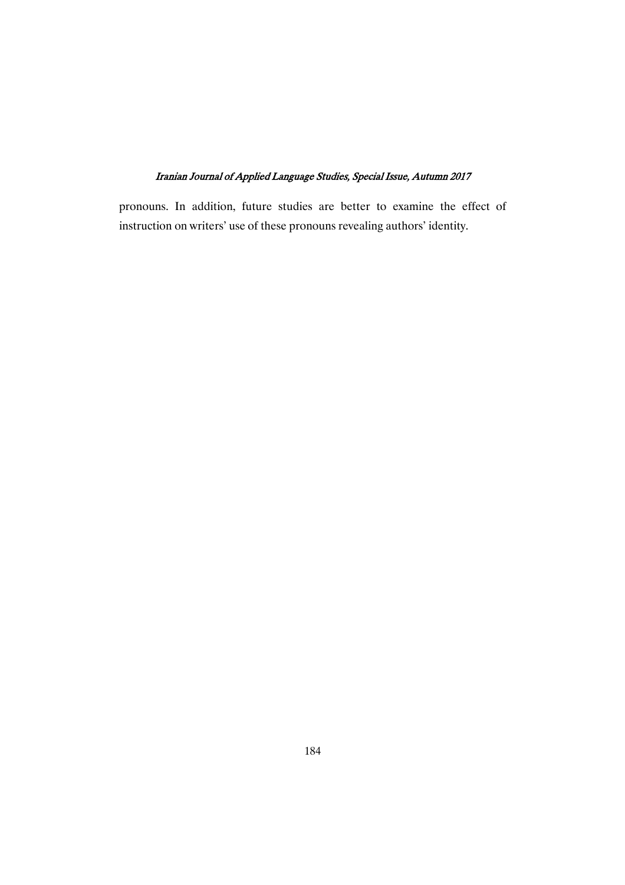pronouns. In addition, future studies are better to examine the effect of instruction on writers' use of these pronouns revealing authors' identity.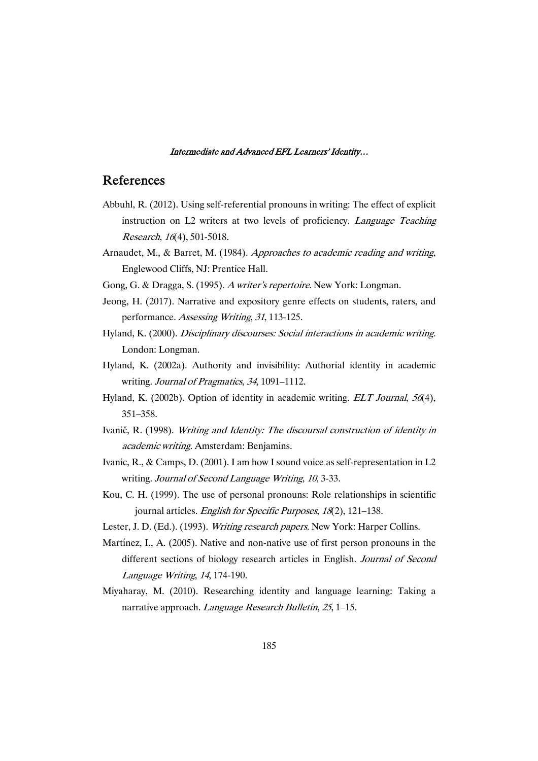## References

Abbuhl, R. (2012). Using self-referential pronouns in writing: The effect of explicit instruction on L2 writers at two levels of proficiency. *Language Teaching Research*, *16*(4), 501-5018.

Arnaudet, M., & Barret, M. (1984). *Approaches to academic reading and writing*, Englewood Cliffs, NJ: Prentice Hall.

Gong, G. & Dragga, S. (1995). *A writer's repertoire*. New York: Longman.

Jeong, H. (2017). Narrative and expository genre effects on students, raters, and performance. *Assessing Writing*, *31*, 113-125.

Hyland, K. (2000). *Disciplinary discourses: Social interactions in academic writing*. London: Longman.

Hyland, K. (2002a). Authority and invisibility: Authorial identity in academic writing. *Journal of Pragmatics*, *34*, 1091–1112.

Hyland, K. (2002b). Option of identity in academic writing. *ELT Journal*, *56*(4), 351–358.

Ivanič, R. (1998). *Writing and Identity: The discoursal construction of identity in academic writing*. Amsterdam: Benjamins.

Ivanic, R., & Camps, D. (2001). I am how I sound voice as self-representation in L2 writing. *Journal of Second Language Writing*, *10*, 3-33.

Kou, C. H. (1999). The use of personal pronouns: Role relationships in scientific journal articles. *English for Specific Purposes*, *18*(2), 121–138.

Lester, J. D. (Ed.). (1993). *Writing research papers*. New York: Harper Collins.

Martínez, I., A. (2005). Native and non-native use of first person pronouns in the different sections of biology research articles in English. *Journal of Second Language Writing*, *14*, 174-190.

Miyaharay, M. (2010). Researching identity and language learning: Taking a narrative approach. *Language Research Bulletin*, *25*, 1–15.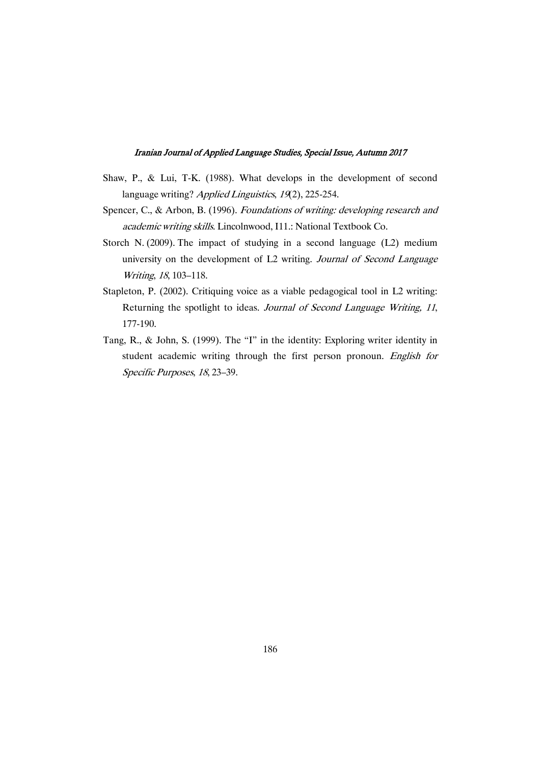Shaw, P., & Lui, T-K. (1988). What develops in the development of second language writing? *Applied Linguistics*, *19*(2), 225-254.

Spencer, C., & Arbon, B. (1996). *Foundations of writing: developing research and academic writing skills*. Lincolnwood, I11.: National Textbook Co.

Storch N. (2009). The impact of studying in a second language (L2) medium university on the development of L2 writing. *Journal of Second Language Writing*, *18*, 103–118.

Stapleton, P. (2002). Critiquing voice as a viable pedagogical tool in L2 writing: Returning the spotlight to ideas. *Journal of Second Language Writing, 11*, 177-190.

Tang, R., & John, S. (1999). The "I" in the identity: Exploring writer identity in student academic writing through the first person pronoun. *English for Specific Purposes*, *18*, 23–39.